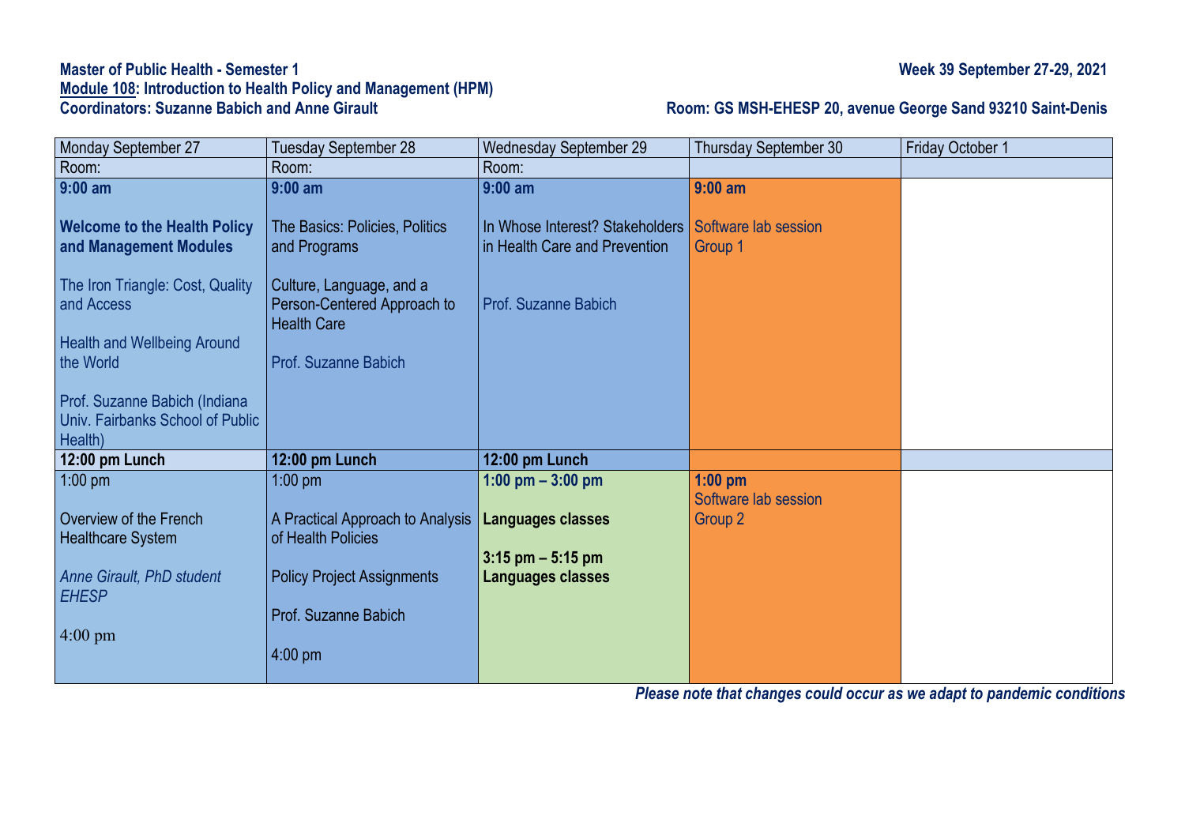**Master of Public Health - Semester 1**
**Module 108: Introduction to Health Policy and Management (HPM)**
**Coordinators: Suzanne Babich and Anne Girault**

**Week 39 September 27-29, 2021**

**Room: GS MSH-EHESP 20, avenue George Sand 93210 Saint-Denis**

| Monday September 27 | Tuesday September 28 | Wednesday September 29 | Thursday September 30 | Friday October 1 |
|---|---|---|---|---|
| Room: | Room: | Room: | | |
| **9:00 am**<br><br>**Welcome to the Health Policy and Management Modules**<br><br>The Iron Triangle: Cost, Quality and Access<br><br>Health and Wellbeing Around the World<br><br>Prof. Suzanne Babich (Indiana Univ. Fairbanks School of Public Health) | **9:00 am**<br><br>The Basics: Policies, Politics and Programs<br><br>Culture, Language, and a Person-Centered Approach to Health Care<br><br>Prof. Suzanne Babich | **9:00 am**<br><br>In Whose Interest? Stakeholders in Health Care and Prevention<br><br>Prof. Suzanne Babich | **9:00 am**<br><br>Software lab session<br>Group 1 | |
| **12:00 pm Lunch** | **12:00 pm Lunch** | **12:00 pm Lunch** | | |
| 1:00 pm<br><br>Overview of the French Healthcare System<br><br>*Anne Girault, PhD student EHESP*<br><br>4:00 pm | 1:00 pm<br><br>A Practical Approach to Analysis of Health Policies<br><br>Policy Project Assignments<br><br>Prof. Suzanne Babich<br><br>4:00 pm | **1:00 pm – 3:00 pm**<br><br>**Languages classes**<br><br>**3:15 pm – 5:15 pm**<br>**Languages classes** | **1:00 pm**<br>Software lab session<br>Group 2 | |

***Please note that changes could occur as we adapt to pandemic conditions***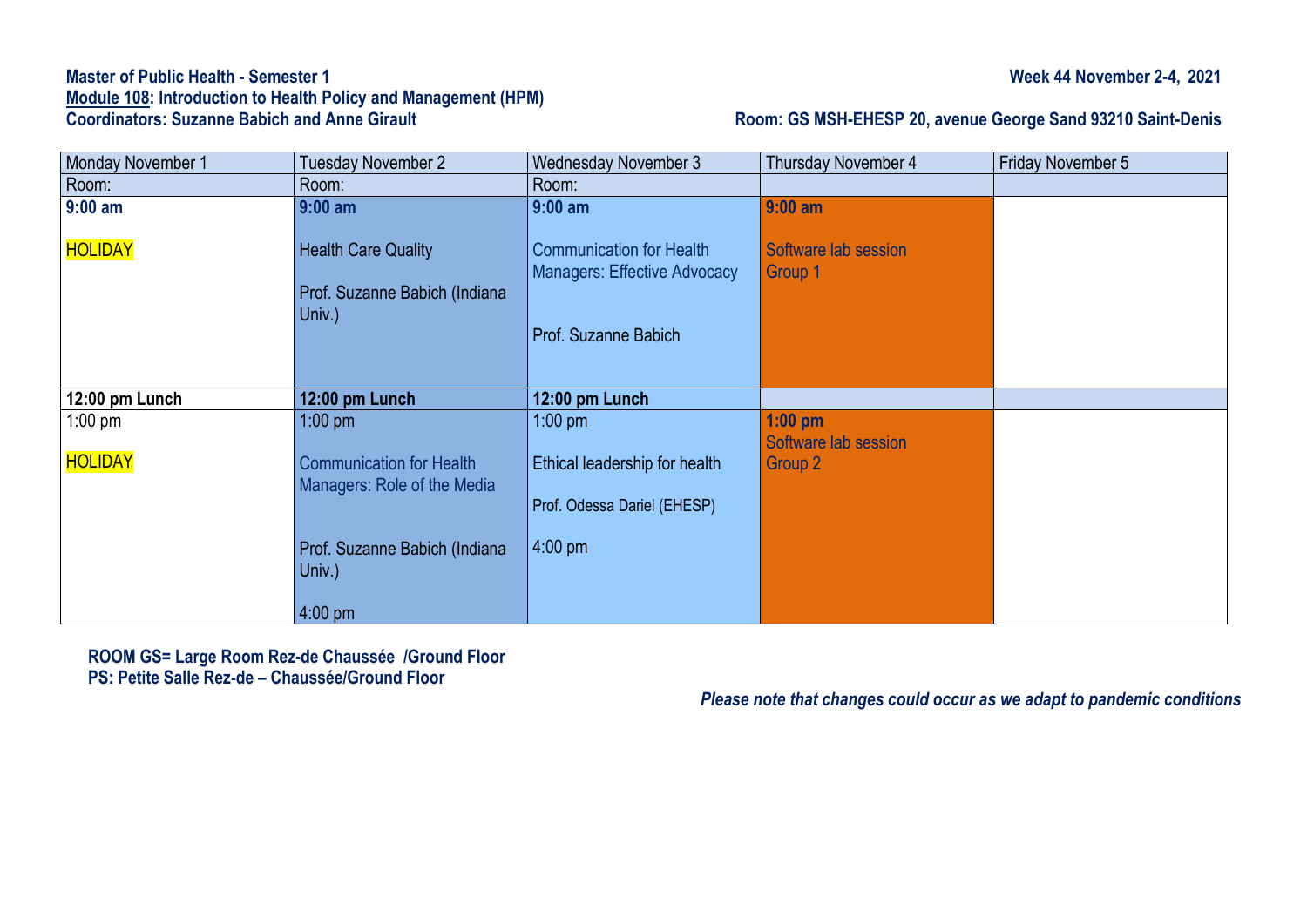**Master of Public Health - Semester 1**
**Module 108: Introduction to Health Policy and Management (HPM)**
**Coordinators: Suzanne Babich and Anne Girault**

**Week 44 November 2-4, 2021**

**Room: GS MSH-EHESP 20, avenue George Sand 93210 Saint-Denis**

| Monday November 1 | Tuesday November 2 | Wednesday November 3 | Thursday November 4 | Friday November 5 |
|---|---|---|---|---|
| Room: | Room: | Room: | | |
| **9:00 am**<br><br>HOLIDAY | **9:00 am**<br><br>Health Care Quality<br><br>Prof. Suzanne Babich (Indiana Univ.) | **9:00 am**<br><br>Communication for Health Managers: Effective Advocacy<br><br>Prof. Suzanne Babich | **9:00 am**<br><br>Software lab session Group 1 | |
| **12:00 pm Lunch** | **12:00 pm Lunch** | **12:00 pm Lunch** | | |
| 1:00 pm<br><br>HOLIDAY | 1:00 pm<br><br>Communication for Health Managers: Role of the Media<br><br>Prof. Suzanne Babich (Indiana Univ.)<br><br>4:00 pm | 1:00 pm<br><br>Ethical leadership for health<br><br>Prof. Odessa Dariel (EHESP)<br><br>4:00 pm | **1:00 pm**<br>Software lab session Group 2 | |

**ROOM GS= Large Room Rez-de Chaussée /Ground Floor**
**PS: Petite Salle Rez-de – Chaussée/Ground Floor**

***Please note that changes could occur as we adapt to pandemic conditions***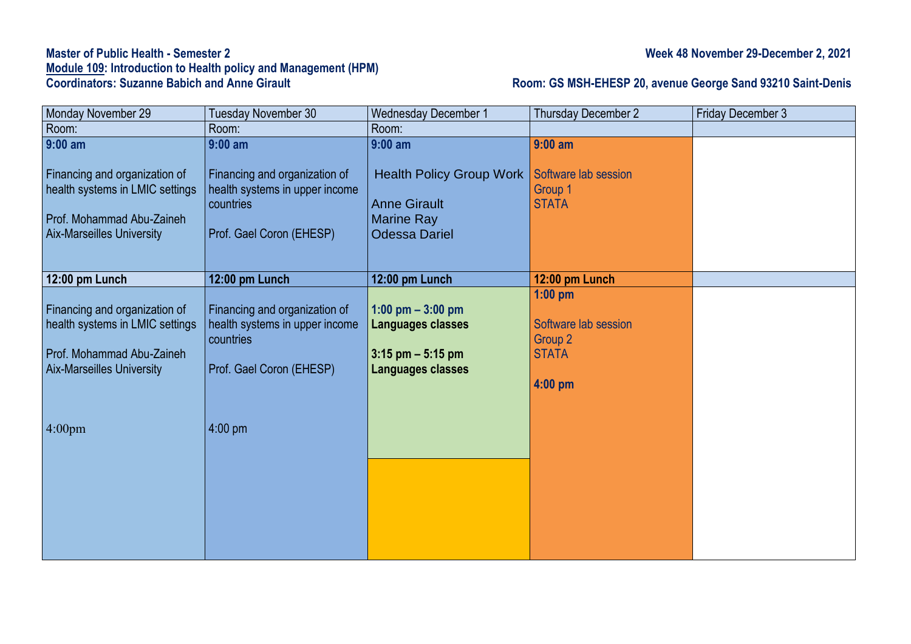**Master of Public Health - Semester 2**

**Module 109: Introduction to Health policy and Management (HPM)**

**Coordinators: Suzanne Babich and Anne Girault**

**Week 48 November 29-December 2, 2021**

**Room: GS MSH-EHESP 20, avenue George Sand 93210 Saint-Denis**

| Monday November 29 | Tuesday November 30 | Wednesday December 1 | Thursday December 2 | Friday December 3 |
|---|---|---|---|---|
| Room: | Room: | Room: | | |
| **9:00 am**<br><br>Financing and organization of health systems in LMIC settings<br><br>Prof. Mohammad Abu-Zaineh<br>Aix-Marseilles University | **9:00 am**<br><br>Financing and organization of health systems in upper income countries<br><br>Prof. Gael Coron (EHESP) | **9:00 am**<br><br>Health Policy Group Work<br><br>Anne Girault<br>Marine Ray<br>Odessa Dariel | **9:00 am**<br><br>Software lab session<br>Group 1<br>STATA | |
| **12:00 pm Lunch** | **12:00 pm Lunch** | **12:00 pm Lunch** | **12:00 pm Lunch** | |
| Financing and organization of health systems in LMIC settings<br><br>Prof. Mohammad Abu-Zaineh<br>Aix-Marseilles University<br><br>4:00pm | Financing and organization of health systems in upper income countries<br><br>Prof. Gael Coron (EHESP)<br><br>4:00 pm | **1:00 pm – 3:00 pm**<br>**Languages classes**<br><br>**3:15 pm – 5:15 pm**<br>**Languages classes** | **1:00 pm**<br><br>Software lab session<br>Group 2<br>STATA<br><br>**4:00 pm** | |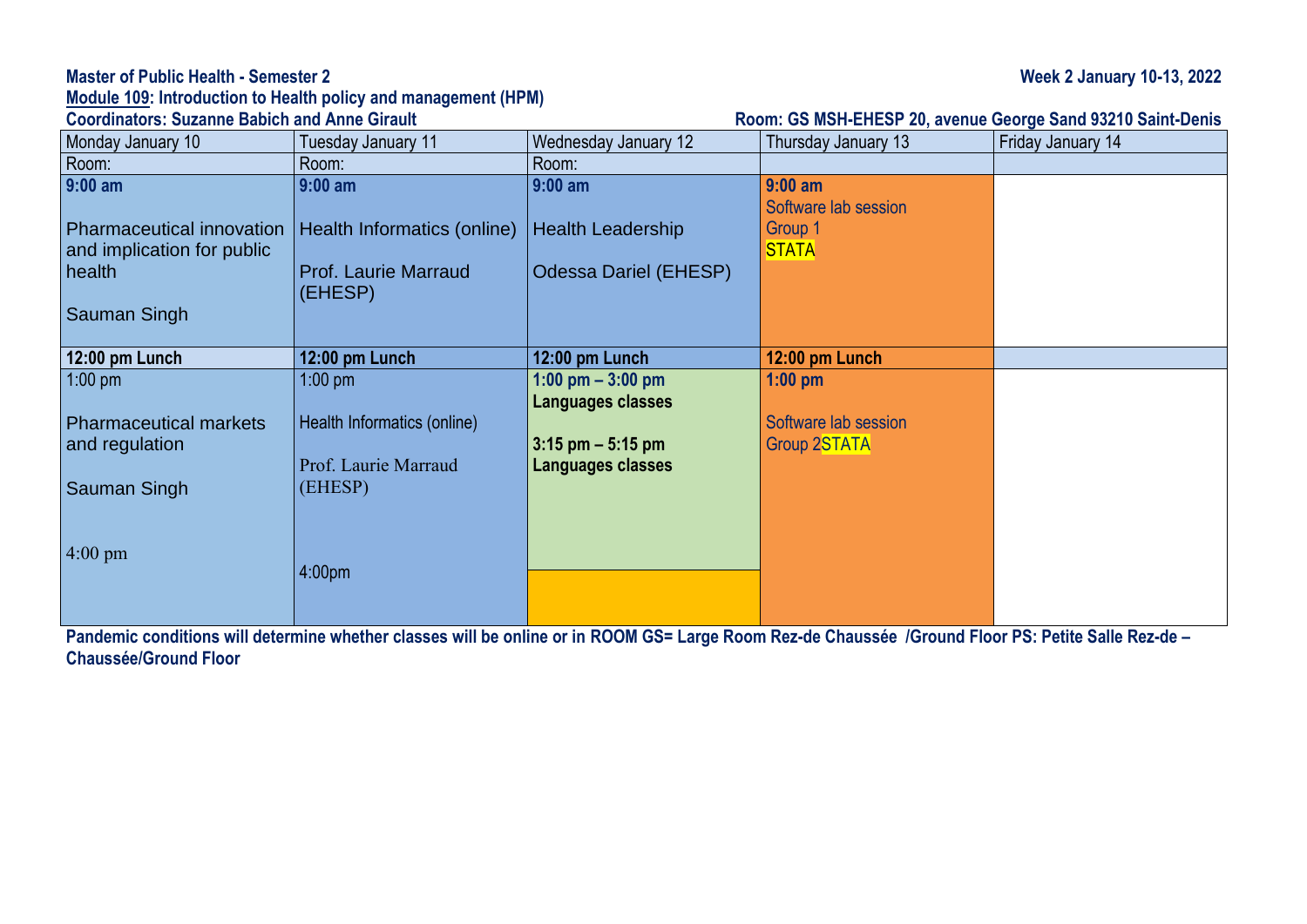**Master of Public Health - Semester 2** **Week 2 January 10-13, 2022**

**Module 109: Introduction to Health policy and management (HPM)**

**Coordinators: Suzanne Babich and Anne Girault** **Room: GS MSH-EHESP 20, avenue George Sand 93210 Saint-Denis**

| Monday January 10 | Tuesday January 11 | Wednesday January 12 | Thursday January 13 | Friday January 14 |
|---|---|---|---|---|
| Room: | Room: | Room: | | |
| **9:00 am**<br><br>Pharmaceutical innovation and implication for public health<br><br>Sauman Singh | **9:00 am**<br><br>Health Informatics (online)<br><br>Prof. Laurie Marraud (EHESP) | **9:00 am**<br><br>Health Leadership<br><br>Odessa Dariel (EHESP) | **9:00 am**<br>Software lab session<br>Group 1<br>STATA | |
| **12:00 pm Lunch** | **12:00 pm Lunch** | **12:00 pm Lunch** | **12:00 pm Lunch** | |
| 1:00 pm<br><br>Pharmaceutical markets and regulation<br><br>Sauman Singh<br><br>4:00 pm | 1:00 pm<br><br>Health Informatics (online)<br><br>Prof. Laurie Marraud (EHESP)<br><br>4:00pm | **1:00 pm – 3:00 pm**<br>**Languages classes**<br><br>**3:15 pm – 5:15 pm**<br>**Languages classes** | **1:00 pm**<br><br>Software lab session<br>Group 2STATA | |

**Pandemic conditions will determine whether classes will be online or in ROOM GS= Large Room Rez-de Chaussée /Ground Floor PS: Petite Salle Rez-de –Chaussée/Ground Floor**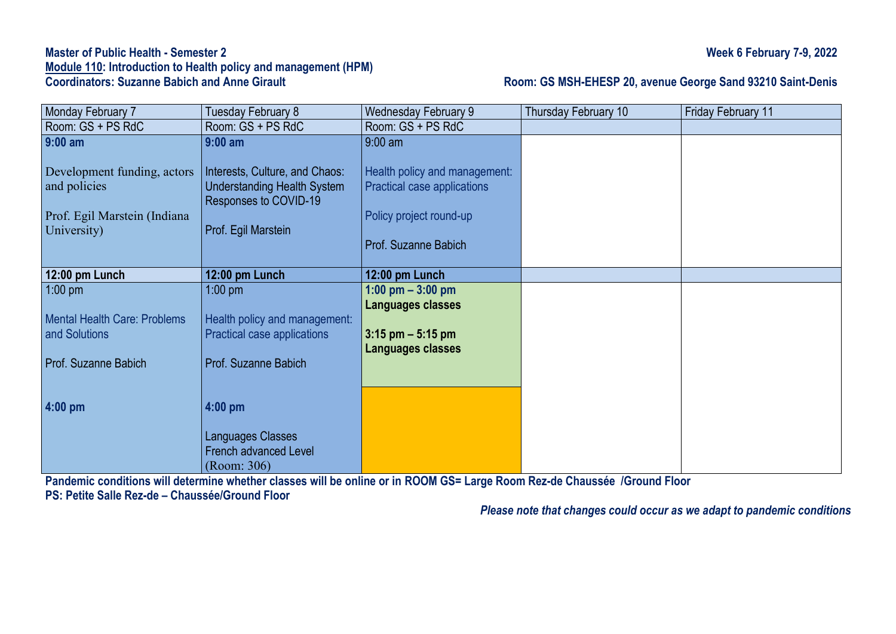**Master of Public Health - Semester 2**
**Module 110: Introduction to Health policy and management (HPM)**
**Coordinators: Suzanne Babich and Anne Girault**

**Week 6 February 7-9, 2022**

**Room: GS MSH-EHESP 20, avenue George Sand 93210 Saint-Denis**

| Monday February 7 | Tuesday February 8 | Wednesday February 9 | Thursday February 10 | Friday February 11 |
|---|---|---|---|---|
| Room: GS + PS RdC | Room: GS + PS RdC | Room: GS + PS RdC | | |
| **9:00 am**<br><br>Development funding, actors and policies<br><br>Prof. Egil Marstein (Indiana University) | **9:00 am**<br><br>Interests, Culture, and Chaos: Understanding Health System Responses to COVID-19<br><br>Prof. Egil Marstein | 9:00 am<br><br>Health policy and management: Practical case applications<br><br>Policy project round-up<br><br>Prof. Suzanne Babich | | |
| **12:00 pm Lunch** | **12:00 pm Lunch** | **12:00 pm Lunch** | | |
| 1:00 pm<br><br>Mental Health Care: Problems and Solutions<br><br>Prof. Suzanne Babich<br><br>**4:00 pm** | 1:00 pm<br><br>Health policy and management: Practical case applications<br><br>Prof. Suzanne Babich<br><br>**4:00 pm**<br><br>Languages Classes<br>French advanced Level<br>(Room: 306) | **1:00 pm – 3:00 pm**<br>**Languages classes**<br><br>**3:15 pm – 5:15 pm**<br>**Languages classes** | | |

**Pandemic conditions will determine whether classes will be online or in ROOM GS= Large Room Rez-de Chaussée /Ground Floor**
**PS: Petite Salle Rez-de – Chaussée/Ground Floor**

***Please note that changes could occur as we adapt to pandemic conditions***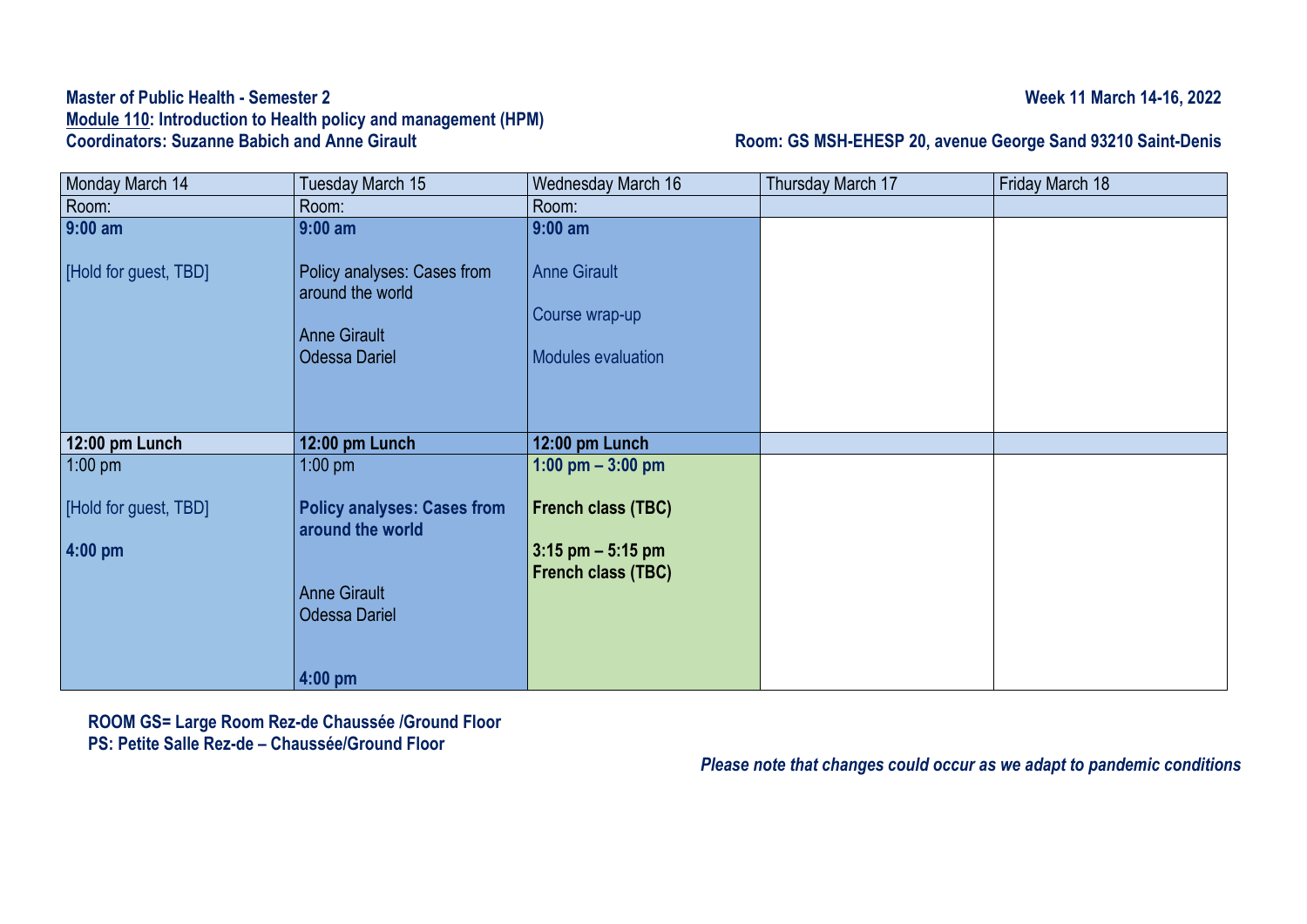**Master of Public Health - Semester 2**
**Module 110: Introduction to Health policy and management (HPM)**
**Coordinators: Suzanne Babich and Anne Girault**

**Week 11 March 14-16, 2022**

**Room: GS MSH-EHESP 20, avenue George Sand 93210 Saint-Denis**

| Monday March 14 | Tuesday March 15 | Wednesday March 16 | Thursday March 17 | Friday March 18 |
|---|---|---|---|---|
| Room: | Room: | Room: | | |
| **9:00 am**<br><br>[Hold for guest, TBD] | **9:00 am**<br><br>Policy analyses: Cases from around the world<br><br>Anne Girault<br>Odessa Dariel | **9:00 am**<br><br>Anne Girault<br><br>Course wrap-up<br><br>Modules evaluation | | |
| **12:00 pm Lunch** | **12:00 pm Lunch** | **12:00 pm Lunch** | | |
| 1:00 pm<br><br>[Hold for guest, TBD]<br><br>**4:00 pm** | 1:00 pm<br><br>**Policy analyses: Cases from around the world**<br><br>Anne Girault<br>Odessa Dariel<br><br>**4:00 pm** | **1:00 pm – 3:00 pm**<br><br>**French class (TBC)**<br><br>**3:15 pm – 5:15 pm**<br>**French class (TBC)** | | |

**ROOM GS= Large Room Rez-de Chaussée /Ground Floor**
**PS: Petite Salle Rez-de – Chaussée/Ground Floor**

***Please note that changes could occur as we adapt to pandemic conditions***